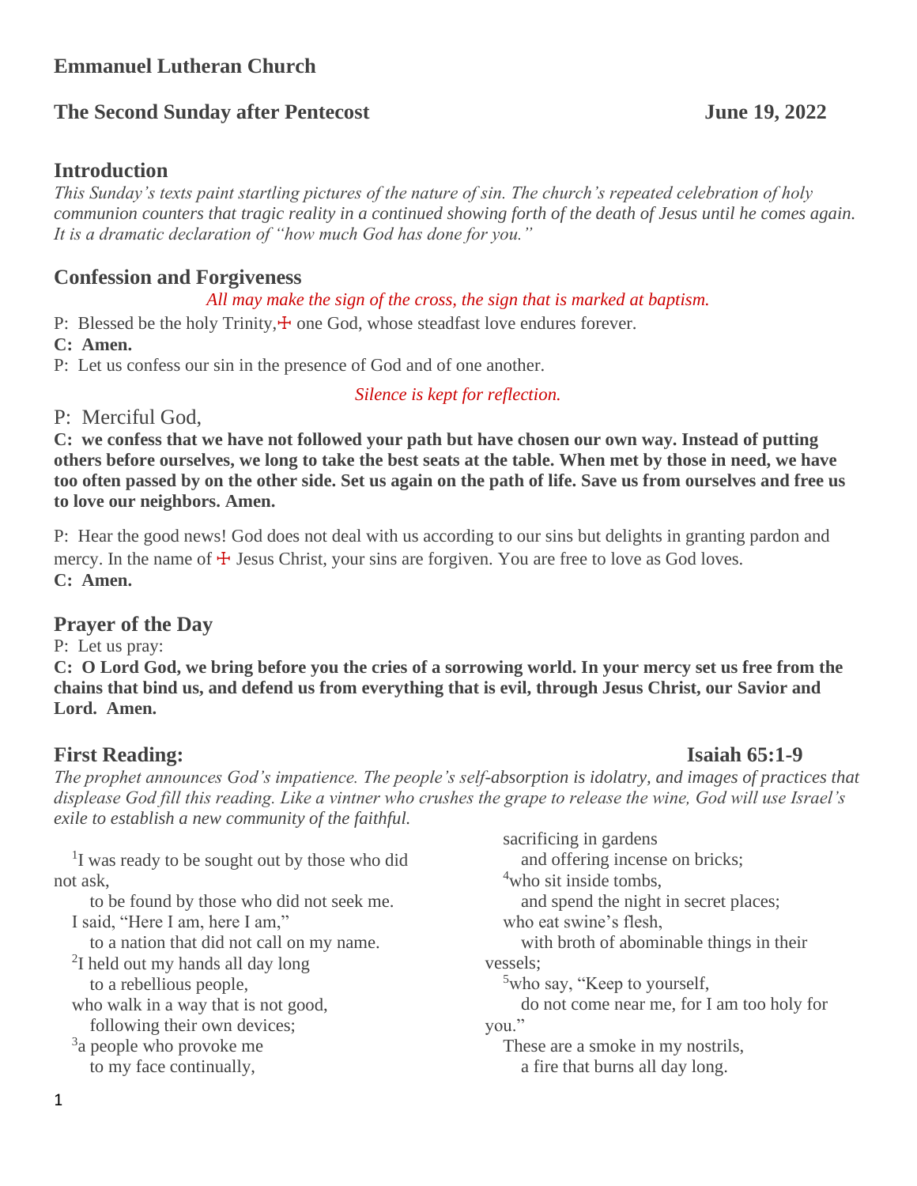# Emmanuel Lutheran Church

## The Second Sunday after Pentecost June 19, 2022

## Introduction

*This Sunday's texts paint startling pictures of the nature of sin. The church's repeated celebration of holy communion counters that tragic reality in a continued showing forth of the death of Jesus until he comes again. It is a dramatic declaration of "how much God has done for you."*

## Confession and Forgiveness

*All may make the sign of the cross, the sign that is marked at baptism.*

P: Blessed be the holy Trinity,☩ one God, whose steadfast love endures forever.

**C: Amen.**

P: Let us confess our sin in the presence of God and of one another.

*Silence is kept for reflection.*

P: Merciful God,

**C: we confess that we have not followed your path but have chosen our own way. Instead of putting others before ourselves, we long to take the best seats at the table. When met by those in need, we have too often passed by on the other side. Set us again on the path of life. Save us from ourselves and free us to love our neighbors. Amen.**

P: Hear the good news! God does not deal with us according to our sins but delights in granting pardon and mercy. In the name of ☩ Jesus Christ, your sins are forgiven. You are free to love as God loves.

**C: Amen.**

## Prayer of the Day

P: Let us pray:

**C: O Lord God, we bring before you the cries of a sorrowing world. In your mercy set us free from the chains that bind us, and defend us from everything that is evil, through Jesus Christ, our Savior and Lord. Amen.**

## First Reading: Isaiah 65:1-9

*The prophet announces God's impatience. The people's self-absorption is idolatry, and images of practices that displease God fill this reading. Like a vintner who crushes the grape to release the wine, God will use Israel's exile to establish a new community of the faithful.*

[1]I was ready to be sought out by those who did not ask,
to be found by those who did not seek me.
I said, "Here I am, here I am,"
to a nation that did not call on my name.
[2]I held out my hands all day long
to a rebellious people,
who walk in a way that is not good,
following their own devices;
[3]a people who provoke me
to my face continually,
sacrificing in gardens
and offering incense on bricks;
[4]who sit inside tombs,
and spend the night in secret places;
who eat swine's flesh,
with broth of abominable things in their vessels;
[5]who say, "Keep to yourself,
do not come near me, for I am too holy for you."
These are a smoke in my nostrils,
a fire that burns all day long.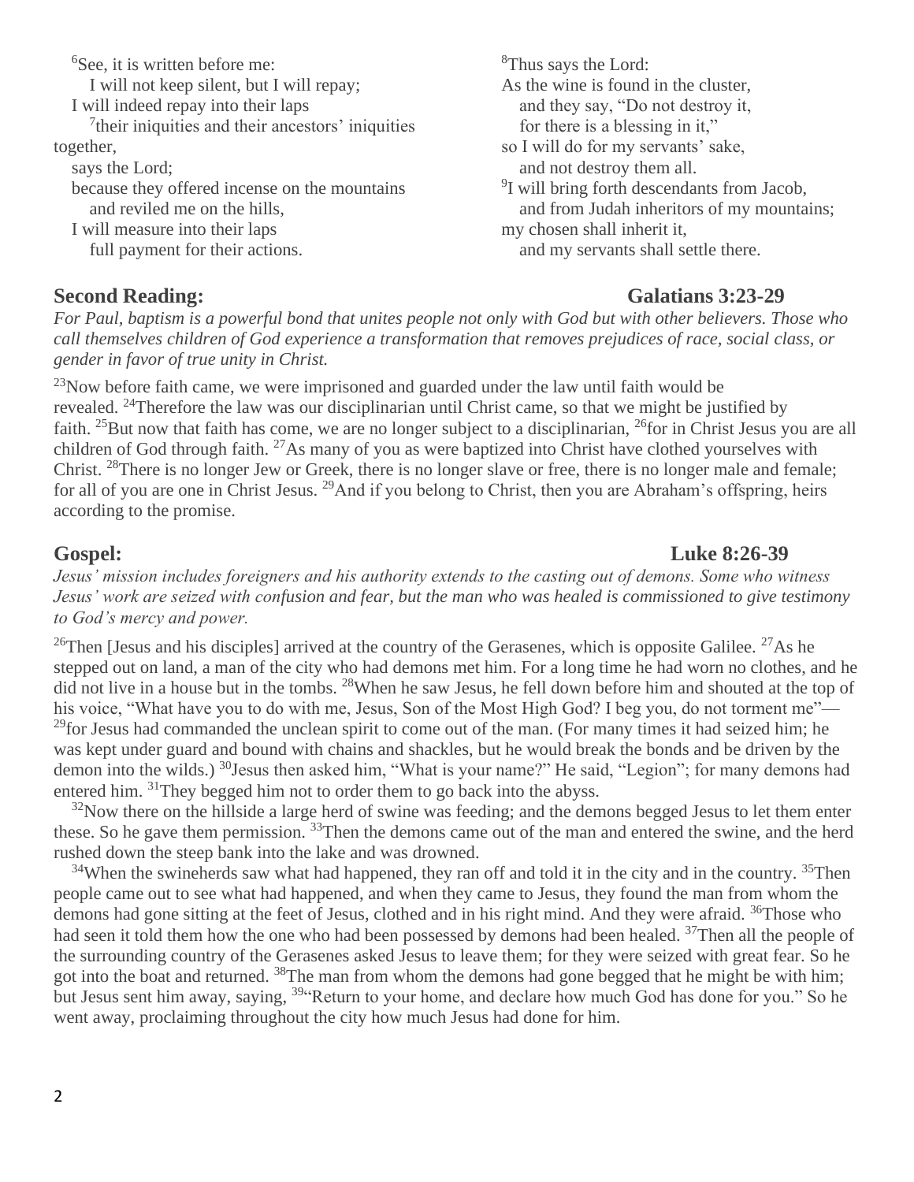[6]See, it is written before me:
I will not keep silent, but I will repay;
I will indeed repay into their laps
[7]their iniquities and their ancestors' iniquities together,
says the Lord;
because they offered incense on the mountains
and reviled me on the hills,
I will measure into their laps
full payment for their actions.

[8]Thus says the Lord:
As the wine is found in the cluster,
and they say, "Do not destroy it,
for there is a blessing in it,"
so I will do for my servants' sake,
and not destroy them all.
[9]I will bring forth descendants from Jacob,
and from Judah inheritors of my mountains;
my chosen shall inherit it,
and my servants shall settle there.

## Second Reading: Galatians 3:23-29

*For Paul, baptism is a powerful bond that unites people not only with God but with other believers. Those who call themselves children of God experience a transformation that removes prejudices of race, social class, or gender in favor of true unity in Christ.*

[23]Now before faith came, we were imprisoned and guarded under the law until faith would be revealed. [24]Therefore the law was our disciplinarian until Christ came, so that we might be justified by faith. [25]But now that faith has come, we are no longer subject to a disciplinarian, [26]for in Christ Jesus you are all children of God through faith. [27]As many of you as were baptized into Christ have clothed yourselves with Christ. [28]There is no longer Jew or Greek, there is no longer slave or free, there is no longer male and female; for all of you are one in Christ Jesus. [29]And if you belong to Christ, then you are Abraham's offspring, heirs according to the promise.

## Gospel: Luke 8:26-39

*Jesus' mission includes foreigners and his authority extends to the casting out of demons. Some who witness Jesus' work are seized with confusion and fear, but the man who was healed is commissioned to give testimony to God's mercy and power.*

[26]Then [Jesus and his disciples] arrived at the country of the Gerasenes, which is opposite Galilee. [27]As he stepped out on land, a man of the city who had demons met him. For a long time he had worn no clothes, and he did not live in a house but in the tombs. [28]When he saw Jesus, he fell down before him and shouted at the top of his voice, "What have you to do with me, Jesus, Son of the Most High God? I beg you, do not torment me"—[29]for Jesus had commanded the unclean spirit to come out of the man. (For many times it had seized him; he was kept under guard and bound with chains and shackles, but he would break the bonds and be driven by the demon into the wilds.) [30]Jesus then asked him, "What is your name?" He said, "Legion"; for many demons had entered him. [31]They begged him not to order them to go back into the abyss.

[32]Now there on the hillside a large herd of swine was feeding; and the demons begged Jesus to let them enter these. So he gave them permission. [33]Then the demons came out of the man and entered the swine, and the herd rushed down the steep bank into the lake and was drowned.

[34]When the swineherds saw what had happened, they ran off and told it in the city and in the country. [35]Then people came out to see what had happened, and when they came to Jesus, they found the man from whom the demons had gone sitting at the feet of Jesus, clothed and in his right mind. And they were afraid. [36]Those who had seen it told them how the one who had been possessed by demons had been healed. [37]Then all the people of the surrounding country of the Gerasenes asked Jesus to leave them; for they were seized with great fear. So he got into the boat and returned. [38]The man from whom the demons had gone begged that he might be with him; but Jesus sent him away, saying, [39]"Return to your home, and declare how much God has done for you." So he went away, proclaiming throughout the city how much Jesus had done for him.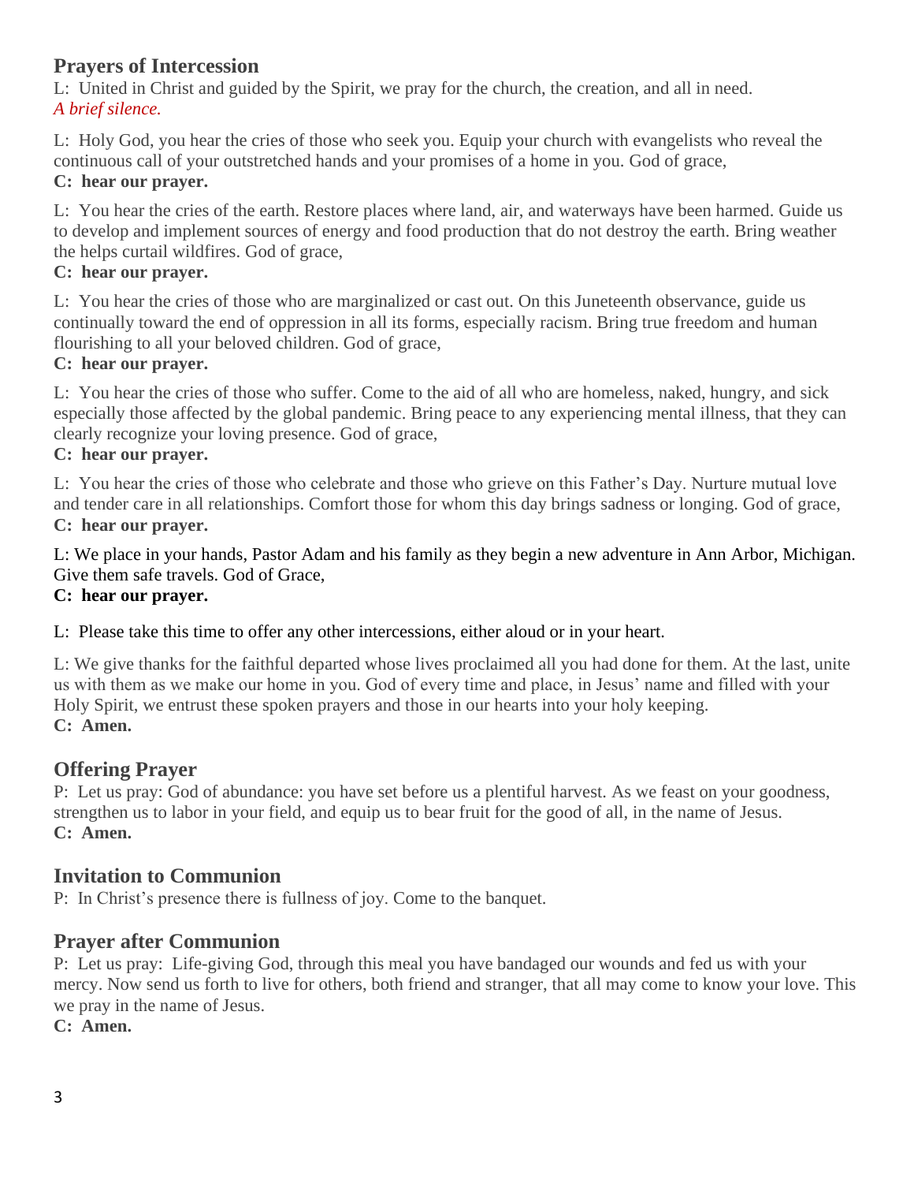## Prayers of Intercession

L: United in Christ and guided by the Spirit, we pray for the church, the creation, and all in need.
*A brief silence.*

L: Holy God, you hear the cries of those who seek you. Equip your church with evangelists who reveal the continuous call of your outstretched hands and your promises of a home in you. God of grace,
**C: hear our prayer.**

L: You hear the cries of the earth. Restore places where land, air, and waterways have been harmed. Guide us to develop and implement sources of energy and food production that do not destroy the earth. Bring weather the helps curtail wildfires. God of grace,
**C: hear our prayer.**

L: You hear the cries of those who are marginalized or cast out. On this Juneteenth observance, guide us continually toward the end of oppression in all its forms, especially racism. Bring true freedom and human flourishing to all your beloved children. God of grace,
**C: hear our prayer.**

L: You hear the cries of those who suffer. Come to the aid of all who are homeless, naked, hungry, and sick especially those affected by the global pandemic. Bring peace to any experiencing mental illness, that they can clearly recognize your loving presence. God of grace,
**C: hear our prayer.**

L: You hear the cries of those who celebrate and those who grieve on this Father's Day. Nurture mutual love and tender care in all relationships. Comfort those for whom this day brings sadness or longing. God of grace,
**C: hear our prayer.**

L: We place in your hands, Pastor Adam and his family as they begin a new adventure in Ann Arbor, Michigan. Give them safe travels. God of Grace,
**C: hear our prayer.**

L: Please take this time to offer any other intercessions, either aloud or in your heart.

L: We give thanks for the faithful departed whose lives proclaimed all you had done for them. At the last, unite us with them as we make our home in you. God of every time and place, in Jesus' name and filled with your Holy Spirit, we entrust these spoken prayers and those in our hearts into your holy keeping.
**C: Amen.**

## Offering Prayer

P: Let us pray: God of abundance: you have set before us a plentiful harvest. As we feast on your goodness, strengthen us to labor in your field, and equip us to bear fruit for the good of all, in the name of Jesus.
**C: Amen.**

## Invitation to Communion

P: In Christ's presence there is fullness of joy. Come to the banquet.

## Prayer after Communion

P: Let us pray: Life-giving God, through this meal you have bandaged our wounds and fed us with your mercy. Now send us forth to live for others, both friend and stranger, that all may come to know your love. This we pray in the name of Jesus.
**C: Amen.**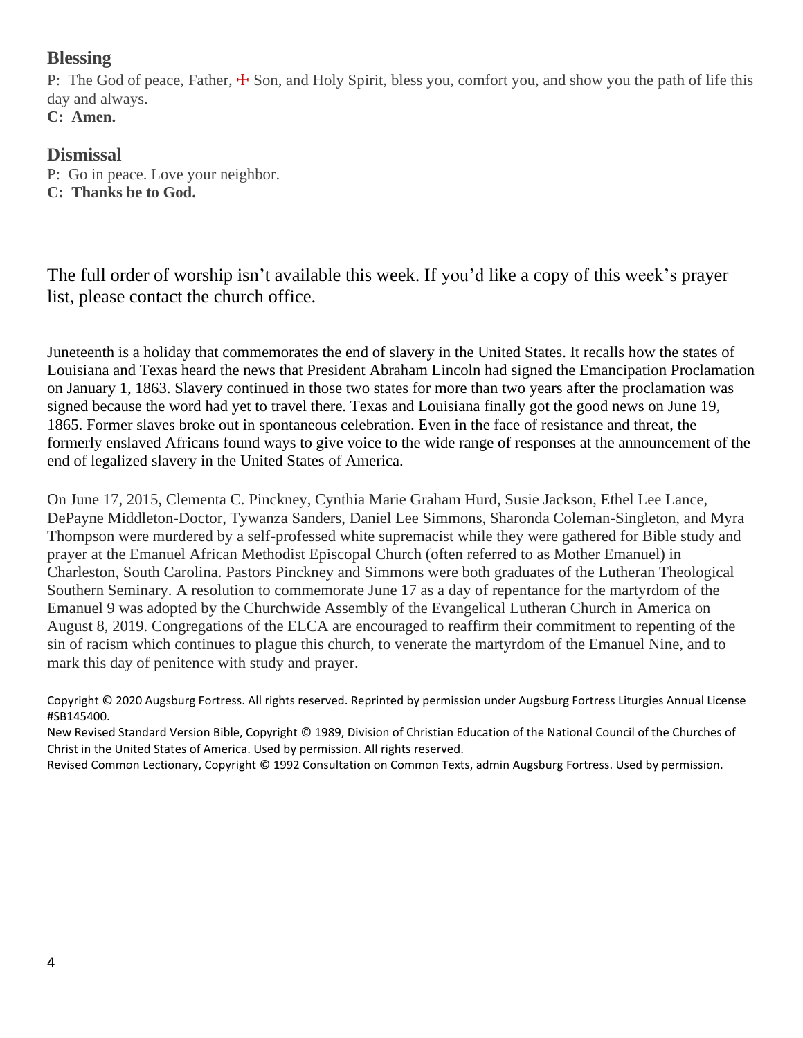## Blessing

P: The God of peace, Father, ☩ Son, and Holy Spirit, bless you, comfort you, and show you the path of life this day and always.

**C: Amen.**

## Dismissal

P: Go in peace. Love your neighbor.

**C: Thanks be to God.**

The full order of worship isn't available this week. If you'd like a copy of this week's prayer list, please contact the church office.

Juneteenth is a holiday that commemorates the end of slavery in the United States. It recalls how the states of Louisiana and Texas heard the news that President Abraham Lincoln had signed the Emancipation Proclamation on January 1, 1863. Slavery continued in those two states for more than two years after the proclamation was signed because the word had yet to travel there. Texas and Louisiana finally got the good news on June 19, 1865. Former slaves broke out in spontaneous celebration. Even in the face of resistance and threat, the formerly enslaved Africans found ways to give voice to the wide range of responses at the announcement of the end of legalized slavery in the United States of America.

On June 17, 2015, Clementa C. Pinckney, Cynthia Marie Graham Hurd, Susie Jackson, Ethel Lee Lance, DePayne Middleton-Doctor, Tywanza Sanders, Daniel Lee Simmons, Sharonda Coleman-Singleton, and Myra Thompson were murdered by a self-professed white supremacist while they were gathered for Bible study and prayer at the Emanuel African Methodist Episcopal Church (often referred to as Mother Emanuel) in Charleston, South Carolina. Pastors Pinckney and Simmons were both graduates of the Lutheran Theological Southern Seminary. A resolution to commemorate June 17 as a day of repentance for the martyrdom of the Emanuel 9 was adopted by the Churchwide Assembly of the Evangelical Lutheran Church in America on August 8, 2019. Congregations of the ELCA are encouraged to reaffirm their commitment to repenting of the sin of racism which continues to plague this church, to venerate the martyrdom of the Emanuel Nine, and to mark this day of penitence with study and prayer.

Copyright © 2020 Augsburg Fortress. All rights reserved. Reprinted by permission under Augsburg Fortress Liturgies Annual License #SB145400.
New Revised Standard Version Bible, Copyright © 1989, Division of Christian Education of the National Council of the Churches of Christ in the United States of America. Used by permission. All rights reserved.
Revised Common Lectionary, Copyright © 1992 Consultation on Common Texts, admin Augsburg Fortress. Used by permission.